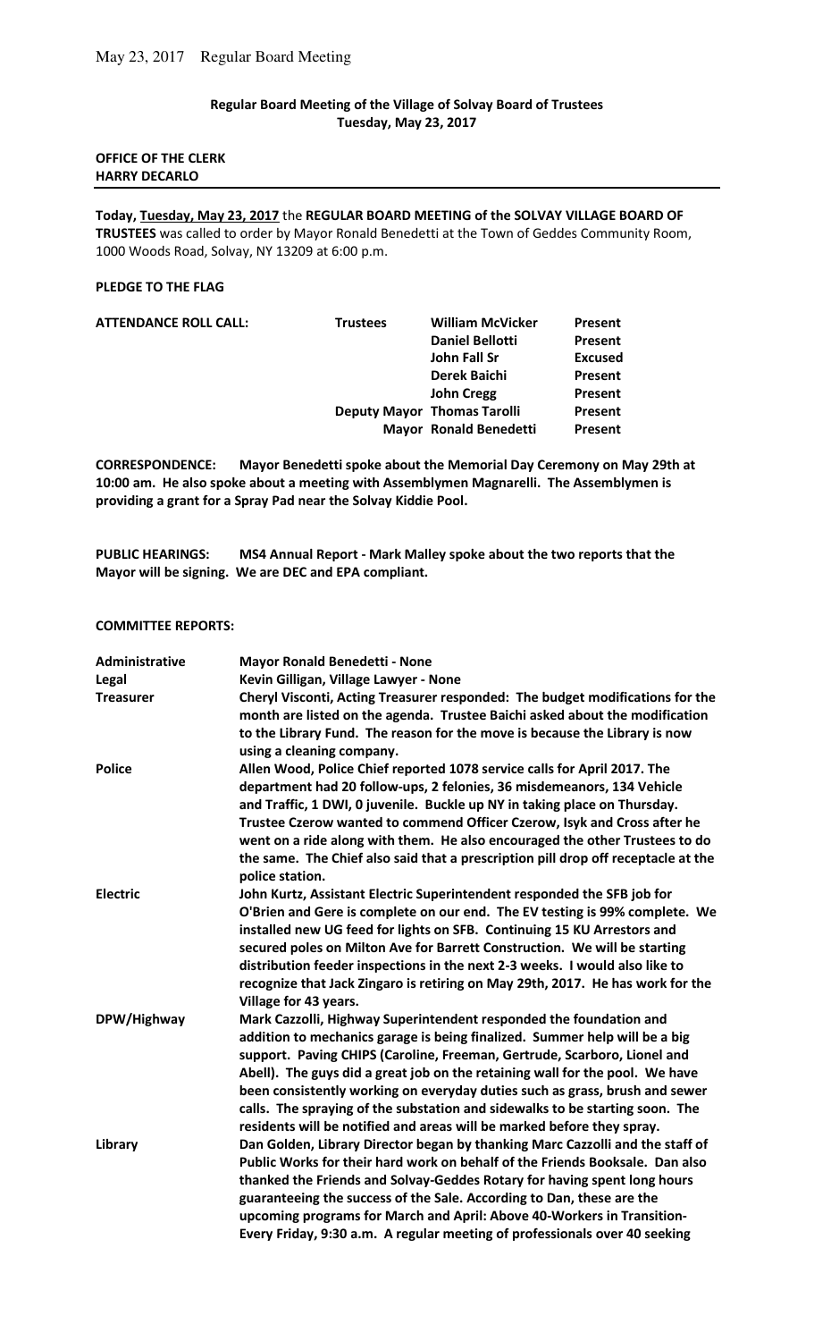May 23, 2017 Regular Board Meeting

**Regular Board Meeting of the Village of Solvay Board of Trustees**
**Tuesday, May 23, 2017**

**OFFICE OF THE CLERK**
**HARRY DECARLO**

---

**Today, Tuesday, May 23, 2017** the **REGULAR BOARD MEETING of the SOLVAY VILLAGE BOARD OF TRUSTEES** was called to order by Mayor Ronald Benedetti at the Town of Geddes Community Room, 1000 Woods Road, Solvay, NY 13209 at 6:00 p.m.

**PLEDGE TO THE FLAG**

| **ATTENDANCE ROLL CALL:** | **Trustees** | **William McVicker** | **Present** |
|---|---|---|---|
| | | **Daniel Bellotti** | **Present** |
| | | **John Fall Sr** | **Excused** |
| | | **Derek Baichi** | **Present** |
| | | **John Cregg** | **Present** |
| | **Deputy Mayor** | **Thomas Tarolli** | **Present** |
| | **Mayor** | **Ronald Benedetti** | **Present** |

**CORRESPONDENCE: Mayor Benedetti spoke about the Memorial Day Ceremony on May 29th at 10:00 am. He also spoke about a meeting with Assemblymen Magnarelli. The Assemblymen is providing a grant for a Spray Pad near the Solvay Kiddie Pool.**

**PUBLIC HEARINGS: MS4 Annual Report - Mark Malley spoke about the two reports that the Mayor will be signing. We are DEC and EPA compliant.**

**COMMITTEE REPORTS:**

| | |
|---|---|
| **Administrative** | **Mayor Ronald Benedetti - None** |
| **Legal** | **Kevin Gilligan, Village Lawyer - None** |
| **Treasurer** | **Cheryl Visconti, Acting Treasurer responded: The budget modifications for the month are listed on the agenda. Trustee Baichi asked about the modification to the Library Fund. The reason for the move is because the Library is now using a cleaning company.** |
| **Police** | **Allen Wood, Police Chief reported 1078 service calls for April 2017. The department had 20 follow-ups, 2 felonies, 36 misdemeanors, 134 Vehicle and Traffic, 1 DWI, 0 juvenile. Buckle up NY in taking place on Thursday. Trustee Czerow wanted to commend Officer Czerow, Isyk and Cross after he went on a ride along with them. He also encouraged the other Trustees to do the same. The Chief also said that a prescription pill drop off receptacle at the police station.** |
| **Electric** | **John Kurtz, Assistant Electric Superintendent responded the SFB job for O'Brien and Gere is complete on our end. The EV testing is 99% complete. We installed new UG feed for lights on SFB. Continuing 15 KU Arrestors and secured poles on Milton Ave for Barrett Construction. We will be starting distribution feeder inspections in the next 2-3 weeks. I would also like to recognize that Jack Zingaro is retiring on May 29th, 2017. He has work for the Village for 43 years.** |
| **DPW/Highway** | **Mark Cazzolli, Highway Superintendent responded the foundation and addition to mechanics garage is being finalized. Summer help will be a big support. Paving CHIPS (Caroline, Freeman, Gertrude, Scarboro, Lionel and Abell). The guys did a great job on the retaining wall for the pool. We have been consistently working on everyday duties such as grass, brush and sewer calls. The spraying of the substation and sidewalks to be starting soon. The residents will be notified and areas will be marked before they spray.** |
| **Library** | **Dan Golden, Library Director began by thanking Marc Cazzolli and the staff of Public Works for their hard work on behalf of the Friends Booksale. Dan also thanked the Friends and Solvay-Geddes Rotary for having spent long hours guaranteeing the success of the Sale. According to Dan, these are the upcoming programs for March and April: Above 40-Workers in Transition-Every Friday, 9:30 a.m. A regular meeting of professionals over 40 seeking** |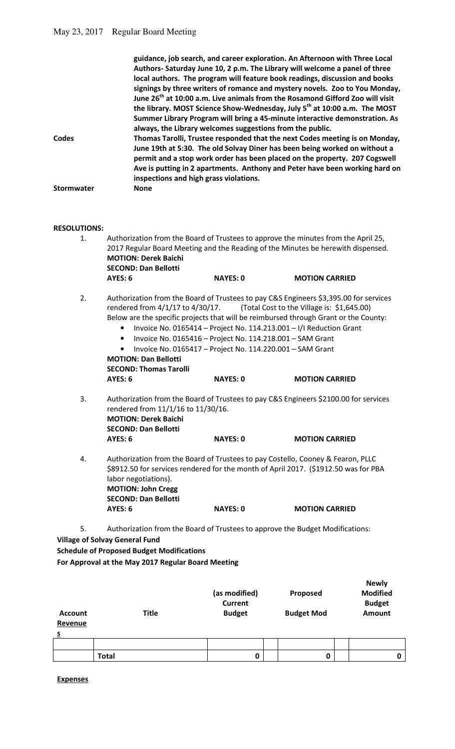**guidance, job search, and career exploration. An Afternoon with Three Local Authors- Saturday June 10, 2 p.m. The Library will welcome a panel of three local authors. The program will feature book readings, discussion and books signings by three writers of romance and mystery novels. Zoo to You Monday, June 26th at 10:00 a.m. Live animals from the Rosamond Gifford Zoo will visit the library. MOST Science Show-Wednesday, July 5th at 10:00 a.m. The MOST Summer Library Program will bring a 45-minute interactive demonstration. As always, the Library welcomes suggestions from the public.**

**Codes** **Thomas Tarolli, Trustee responded that the next Codes meeting is on Monday, June 19th at 5:30. The old Solvay Diner has been being worked on without a permit and a stop work order has been placed on the property. 207 Cogswell Ave is putting in 2 apartments. Anthony and Peter have been working hard on inspections and high grass violations.**

**Stormwater** **None**

**RESOLUTIONS:**

1. Authorization from the Board of Trustees to approve the minutes from the April 25, 2017 Regular Board Meeting and the Reading of the Minutes be herewith dispensed.
**MOTION: Derek Baichi**
**SECOND: Dan Bellotti**
**AYES: 6** **NAYES: 0** **MOTION CARRIED**

2. Authorization from the Board of Trustees to pay C&S Engineers $3,395.00 for services rendered from 4/1/17 to 4/30/17. (Total Cost to the Village is: $1,645.00)
Below are the specific projects that will be reimbursed through Grant or the County:
   - Invoice No. 0165414 – Project No. 114.213.001 – I/I Reduction Grant
   - Invoice No. 0165416 – Project No. 114.218.001 – SAM Grant
   - Invoice No. 0165417 – Project No. 114.220.001 – SAM Grant

   **MOTION: Dan Bellotti**
   **SECOND: Thomas Tarolli**
   **AYES: 6** **NAYES: 0** **MOTION CARRIED**

3. Authorization from the Board of Trustees to pay C&S Engineers $2100.00 for services rendered from 11/1/16 to 11/30/16.
**MOTION: Derek Baichi**
**SECOND: Dan Bellotti**
**AYES: 6** **NAYES: 0** **MOTION CARRIED**

4. Authorization from the Board of Trustees to pay Costello, Cooney & Fearon, PLLC $8912.50 for services rendered for the month of April 2017. ($1912.50 was for PBA labor negotiations).
**MOTION: John Cregg**
**SECOND: Dan Bellotti**
**AYES: 6** **NAYES: 0** **MOTION CARRIED**

5. Authorization from the Board of Trustees to approve the Budget Modifications:

**Village of Solvay General Fund**
**Schedule of Proposed Budget Modifications**
**For Approval at the May 2017 Regular Board Meeting**

| **Account** | **Title** | **(as modified) Current Budget** | **Proposed Budget Mod** | **Newly Modified Budget Amount** |
|---|---|---|---|---|
| **Revenues** | | | | |
| | | | | |
| | **Total** | **0** | **0** | **0** |

**Expenses**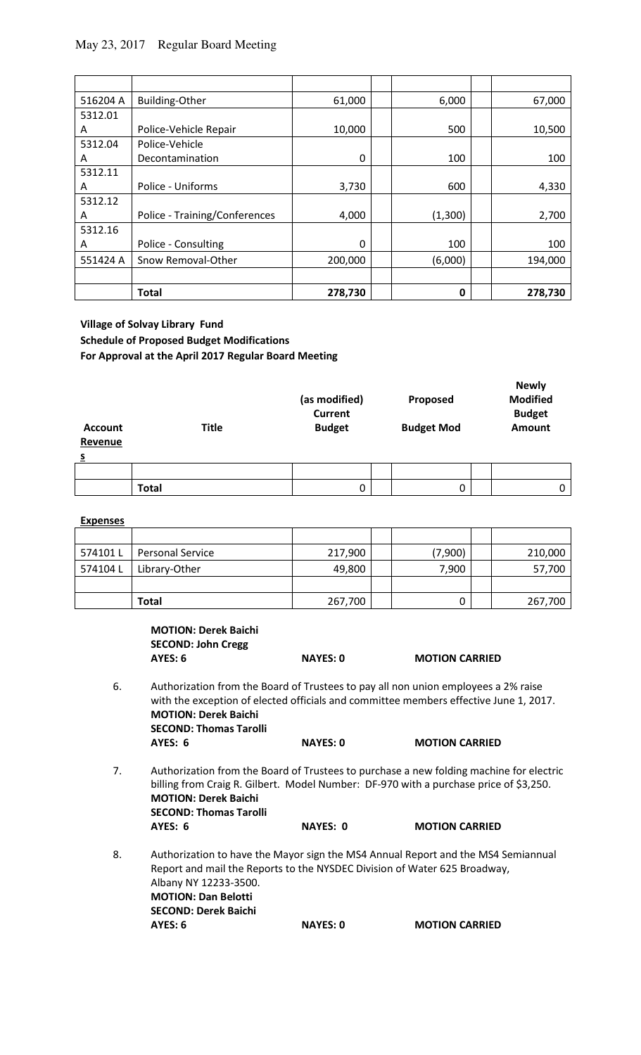| | | | | |
|---|---|---|---|---|
| 516204 A | Building-Other | 61,000 | 6,000 | 67,000 |
| 5312.01 A | Police-Vehicle Repair | 10,000 | 500 | 10,500 |
| 5312.04 A | Police-Vehicle Decontamination | 0 | 100 | 100 |
| 5312.11 A | Police - Uniforms | 3,730 | 600 | 4,330 |
| 5312.12 A | Police - Training/Conferences | 4,000 | (1,300) | 2,700 |
| 5312.16 A | Police - Consulting | 0 | 100 | 100 |
| 551424 A | Snow Removal-Other | 200,000 | (6,000) | 194,000 |
| | | | | |
| | **Total** | **278,730** | **0** | **278,730** |

**Village of Solvay Library Fund**
**Schedule of Proposed Budget Modifications**
**For Approval at the April 2017 Regular Board Meeting**

| **Account** | **Title** | **(as modified) Current Budget** | **Proposed Budget Mod** | **Newly Modified Budget Amount** |
|---|---|---|---|---|
| **Revenues** | | | | |
| | | | | |
| | **Total** | 0 | 0 | 0 |

**Expenses**

| | | | | |
|---|---|---|---|---|
| | | | | |
| 574101 L | Personal Service | 217,900 | (7,900) | 210,000 |
| 574104 L | Library-Other | 49,800 | 7,900 | 57,700 |
| | | | | |
| | **Total** | 267,700 | 0 | 267,700 |

**MOTION: Derek Baichi**
**SECOND: John Cregg**
**AYES: 6** **NAYES: 0** **MOTION CARRIED**

6. Authorization from the Board of Trustees to pay all non union employees a 2% raise with the exception of elected officials and committee members effective June 1, 2017.
   **MOTION: Derek Baichi**
   **SECOND: Thomas Tarolli**
   **AYES: 6** **NAYES: 0** **MOTION CARRIED**

7. Authorization from the Board of Trustees to purchase a new folding machine for electric billing from Craig R. Gilbert. Model Number: DF-970 with a purchase price of $3,250.
   **MOTION: Derek Baichi**
   **SECOND: Thomas Tarolli**
   **AYES: 6** **NAYES: 0** **MOTION CARRIED**

8. Authorization to have the Mayor sign the MS4 Annual Report and the MS4 Semiannual Report and mail the Reports to the NYSDEC Division of Water 625 Broadway, Albany NY 12233-3500.
   **MOTION: Dan Belotti**
   **SECOND: Derek Baichi**
   **AYES: 6** **NAYES: 0** **MOTION CARRIED**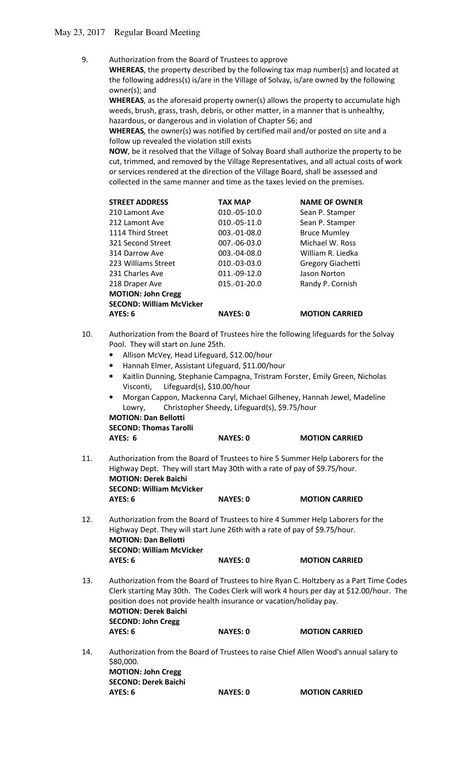9. Authorization from the Board of Trustees to approve
   **WHEREAS**, the property described by the following tax map number(s) and located at the following address(s) is/are in the Village of Solvay, is/are owned by the following owner(s); and
   **WHEREAS**, as the aforesaid property owner(s) allows the property to accumulate high weeds, brush, grass, trash, debris, or other matter, in a manner that is unhealthy, hazardous, or dangerous and in violation of Chapter 56; and
   **WHEREAS**, the owner(s) was notified by certified mail and/or posted on site and a follow up revealed the violation still exists
   **NOW**, be it resolved that the Village of Solvay Board shall authorize the property to be cut, trimmed, and removed by the Village Representatives, and all actual costs of work or services rendered at the direction of the Village Board, shall be assessed and collected in the same manner and time as the taxes levied on the premises.

| STREET ADDRESS | TAX MAP | NAME OF OWNER |
|---|---|---|
| 210 Lamont Ave | 010.-05-10.0 | Sean P. Stamper |
| 212 Lamont Ave | 010.-05-11.0 | Sean P. Stamper |
| 1114 Third Street | 003.-01-08.0 | Bruce Mumley |
| 321 Second Street | 007.-06-03.0 | Michael W. Ross |
| 314 Darrow Ave | 003.-04-08.0 | William R. Liedka |
| 223 Williams Street | 010.-03-03.0 | Gregory Giachetti |
| 231 Charles Ave | 011.-09-12.0 | Jason Norton |
| 218 Draper Ave | 015.-01-20.0 | Randy P. Cornish |

   **MOTION: John Cregg**
   **SECOND: William McVicker**
   **AYES: 6** **NAYES: 0** **MOTION CARRIED**

10. Authorization from the Board of Trustees hire the following lifeguards for the Solvay Pool. They will start on June 25th.
   - Allison McVey, Head Lifeguard, $12.00/hour
   - Hannah Elmer, Assistant Lifeguard, $11.00/hour
   - Kaitlin Dunning, Stephanie Campagna, Tristram Forster, Emily Green, Nicholas Visconti, Lifeguard(s), $10.00/hour
   - Morgan Cappon, Mackenna Caryl, Michael Gilheney, Hannah Jewel, Madeline Lowry, Christopher Sheedy, Lifeguard(s), $9.75/hour

   **MOTION: Dan Bellotti**
   **SECOND: Thomas Tarolli**
   **AYES: 6** **NAYES: 0** **MOTION CARRIED**

11. Authorization from the Board of Trustees to hire 5 Summer Help Laborers for the Highway Dept. They will start May 30th with a rate of pay of $9.75/hour.
   **MOTION: Derek Baichi**
   **SECOND: William McVicker**
   **AYES: 6** **NAYES: 0** **MOTION CARRIED**

12. Authorization from the Board of Trustees to hire 4 Summer Help Laborers for the Highway Dept. They will start June 26th with a rate of pay of $9.75/hour.
   **MOTION: Dan Bellotti**
   **SECOND: William McVicker**
   **AYES: 6** **NAYES: 0** **MOTION CARRIED**

13. Authorization from the Board of Trustees to hire Ryan C. Holtzbery as a Part Time Codes Clerk starting May 30th. The Codes Clerk will work 4 hours per day at $12.00/hour. The position does not provide health insurance or vacation/holiday pay.
   **MOTION: Derek Baichi**
   **SECOND: John Cregg**
   **AYES: 6** **NAYES: 0** **MOTION CARRIED**

14. Authorization from the Board of Trustees to raise Chief Allen Wood's annual salary to $80,000.
   **MOTION: John Cregg**
   **SECOND: Derek Baichi**
   **AYES: 6** **NAYES: 0** **MOTION CARRIED**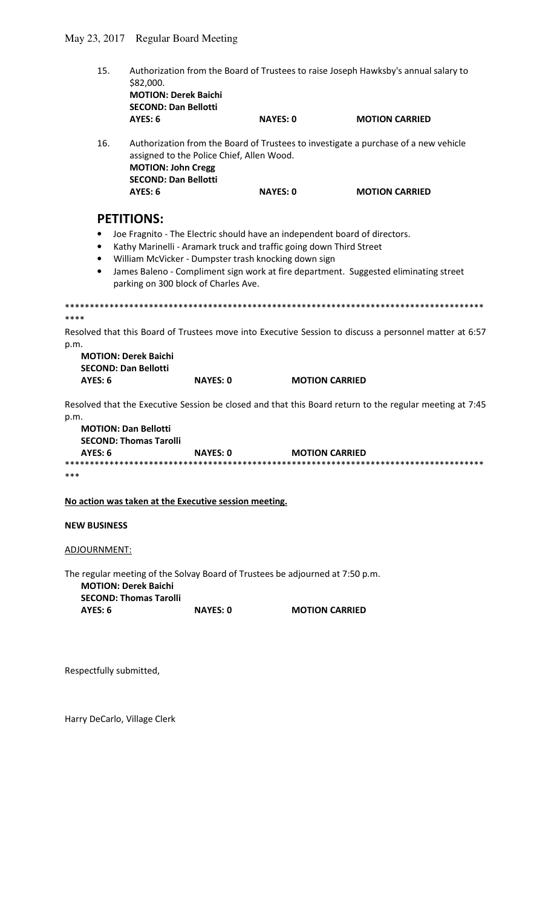15. Authorization from the Board of Trustees to raise Joseph Hawksby's annual salary to $82,000.
    **MOTION: Derek Baichi**
    **SECOND: Dan Bellotti**
    **AYES: 6** **NAYES: 0** **MOTION CARRIED**

16. Authorization from the Board of Trustees to investigate a purchase of a new vehicle assigned to the Police Chief, Allen Wood.
    **MOTION: John Cregg**
    **SECOND: Dan Bellotti**
    **AYES: 6** **NAYES: 0** **MOTION CARRIED**

## PETITIONS:

- Joe Fragnito - The Electric should have an independent board of directors.
- Kathy Marinelli - Aramark truck and traffic going down Third Street
- William McVicker - Dumpster trash knocking down sign
- James Baleno - Compliment sign work at fire department. Suggested eliminating street parking on 300 block of Charles Ave.

****************************************************************************************

Resolved that this Board of Trustees move into Executive Session to discuss a personnel matter at 6:57 p.m.

**MOTION: Derek Baichi**
**SECOND: Dan Bellotti**
**AYES: 6** **NAYES: 0** **MOTION CARRIED**

Resolved that the Executive Session be closed and that this Board return to the regular meeting at 7:45 p.m.

**MOTION: Dan Bellotti**
**SECOND: Thomas Tarolli**
**AYES: 6** **NAYES: 0** **MOTION CARRIED**

****************************************************************************************

**No action was taken at the Executive session meeting.**

**NEW BUSINESS**

ADJOURNMENT:

The regular meeting of the Solvay Board of Trustees be adjourned at 7:50 p.m.

**MOTION: Derek Baichi**
**SECOND: Thomas Tarolli**
**AYES: 6** **NAYES: 0** **MOTION CARRIED**

Respectfully submitted,

Harry DeCarlo, Village Clerk